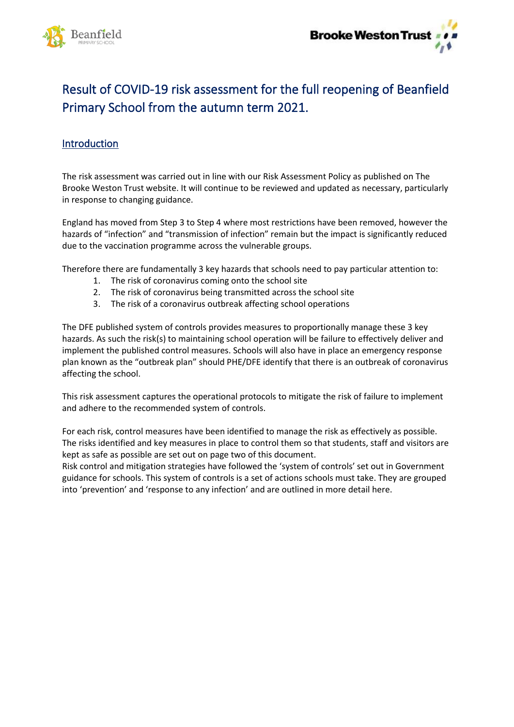# Result of COVID-19 risk assessment for the full reopening of Beanfield Primary School from the autumn term 2021.

## Introduction

The risk assessment was carried out in line with our Risk Assessment Policy as published on The Brooke Weston Trust website. It will continue to be reviewed and updated as necessary, particularly in response to changing guidance.

England has moved from Step 3 to Step 4 where most restrictions have been removed, however the hazards of "infection" and "transmission of infection" remain but the impact is significantly reduced due to the vaccination programme across the vulnerable groups.

Therefore there are fundamentally 3 key hazards that schools need to pay particular attention to:

1. The risk of coronavirus coming onto the school site
2. The risk of coronavirus being transmitted across the school site
3. The risk of a coronavirus outbreak affecting school operations

The DFE published system of controls provides measures to proportionally manage these 3 key hazards. As such the risk(s) to maintaining school operation will be failure to effectively deliver and implement the published control measures. Schools will also have in place an emergency response plan known as the "outbreak plan" should PHE/DFE identify that there is an outbreak of coronavirus affecting the school.

This risk assessment captures the operational protocols to mitigate the risk of failure to implement and adhere to the recommended system of controls.

For each risk, control measures have been identified to manage the risk as effectively as possible. The risks identified and key measures in place to control them so that students, staff and visitors are kept as safe as possible are set out on page two of this document.
Risk control and mitigation strategies have followed the 'system of controls' set out in Government guidance for schools. This system of controls is a set of actions schools must take. They are grouped into 'prevention' and 'response to any infection' and are outlined in more detail here.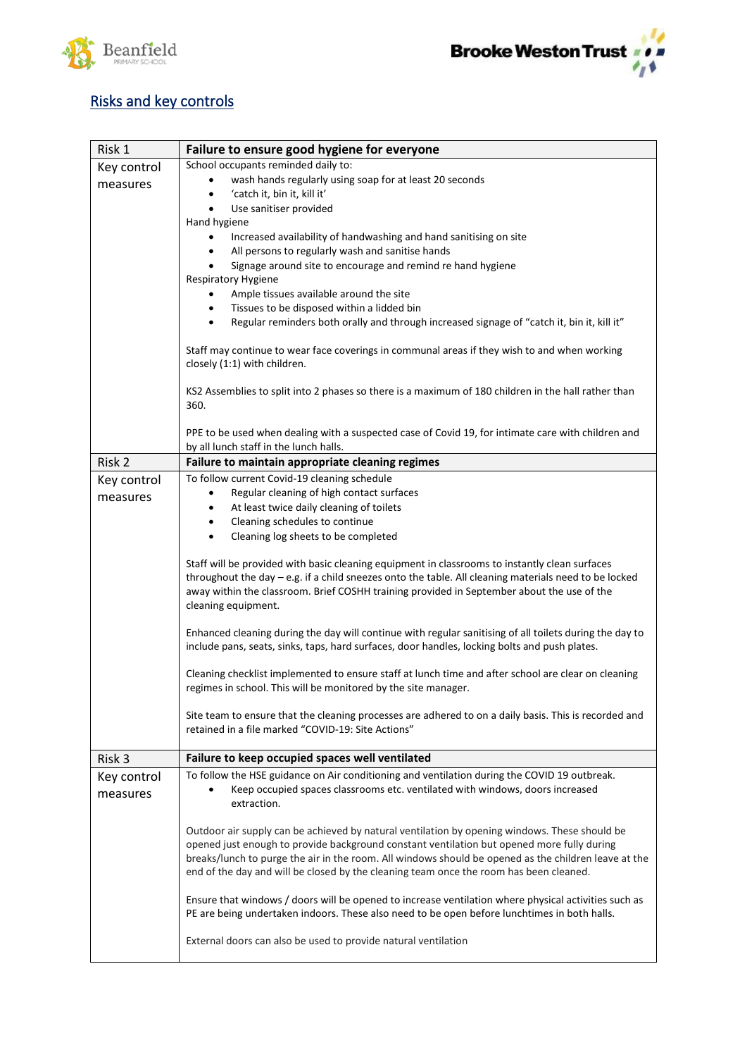## Risks and key controls

| Risk 1 | Failure to ensure good hygiene for everyone |
|---|---|
| Key control measures | School occupants reminded daily to:<br>• wash hands regularly using soap for at least 20 seconds<br>• 'catch it, bin it, kill it'<br>• Use sanitiser provided<br>Hand hygiene<br>• Increased availability of handwashing and hand sanitising on site<br>• All persons to regularly wash and sanitise hands<br>• Signage around site to encourage and remind re hand hygiene<br>Respiratory Hygiene<br>• Ample tissues available around the site<br>• Tissues to be disposed within a lidded bin<br>• Regular reminders both orally and through increased signage of "catch it, bin it, kill it"<br><br>Staff may continue to wear face coverings in communal areas if they wish to and when working closely (1:1) with children.<br><br>KS2 Assemblies to split into 2 phases so there is a maximum of 180 children in the hall rather than 360.<br><br>PPE to be used when dealing with a suspected case of Covid 19, for intimate care with children and by all lunch staff in the lunch halls. |
| **Risk 2** | **Failure to maintain appropriate cleaning regimes** |
| Key control measures | To follow current Covid-19 cleaning schedule<br>• Regular cleaning of high contact surfaces<br>• At least twice daily cleaning of toilets<br>• Cleaning schedules to continue<br>• Cleaning log sheets to be completed<br><br>Staff will be provided with basic cleaning equipment in classrooms to instantly clean surfaces throughout the day – e.g. if a child sneezes onto the table. All cleaning materials need to be locked away within the classroom. Brief COSHH training provided in September about the use of the cleaning equipment.<br><br>Enhanced cleaning during the day will continue with regular sanitising of all toilets during the day to include pans, seats, sinks, taps, hard surfaces, door handles, locking bolts and push plates.<br><br>Cleaning checklist implemented to ensure staff at lunch time and after school are clear on cleaning regimes in school. This will be monitored by the site manager.<br><br>Site team to ensure that the cleaning processes are adhered to on a daily basis. This is recorded and retained in a file marked "COVID-19: Site Actions" |
| **Risk 3** | **Failure to keep occupied spaces well ventilated** |
| Key control measures | To follow the HSE guidance on Air conditioning and ventilation during the COVID 19 outbreak.<br>• Keep occupied spaces classrooms etc. ventilated with windows, doors increased extraction.<br><br>Outdoor air supply can be achieved by natural ventilation by opening windows. These should be opened just enough to provide background constant ventilation but opened more fully during breaks/lunch to purge the air in the room. All windows should be opened as the children leave at the end of the day and will be closed by the cleaning team once the room has been cleaned.<br><br>Ensure that windows / doors will be opened to increase ventilation where physical activities such as PE are being undertaken indoors. These also need to be open before lunchtimes in both halls.<br><br>External doors can also be used to provide natural ventilation |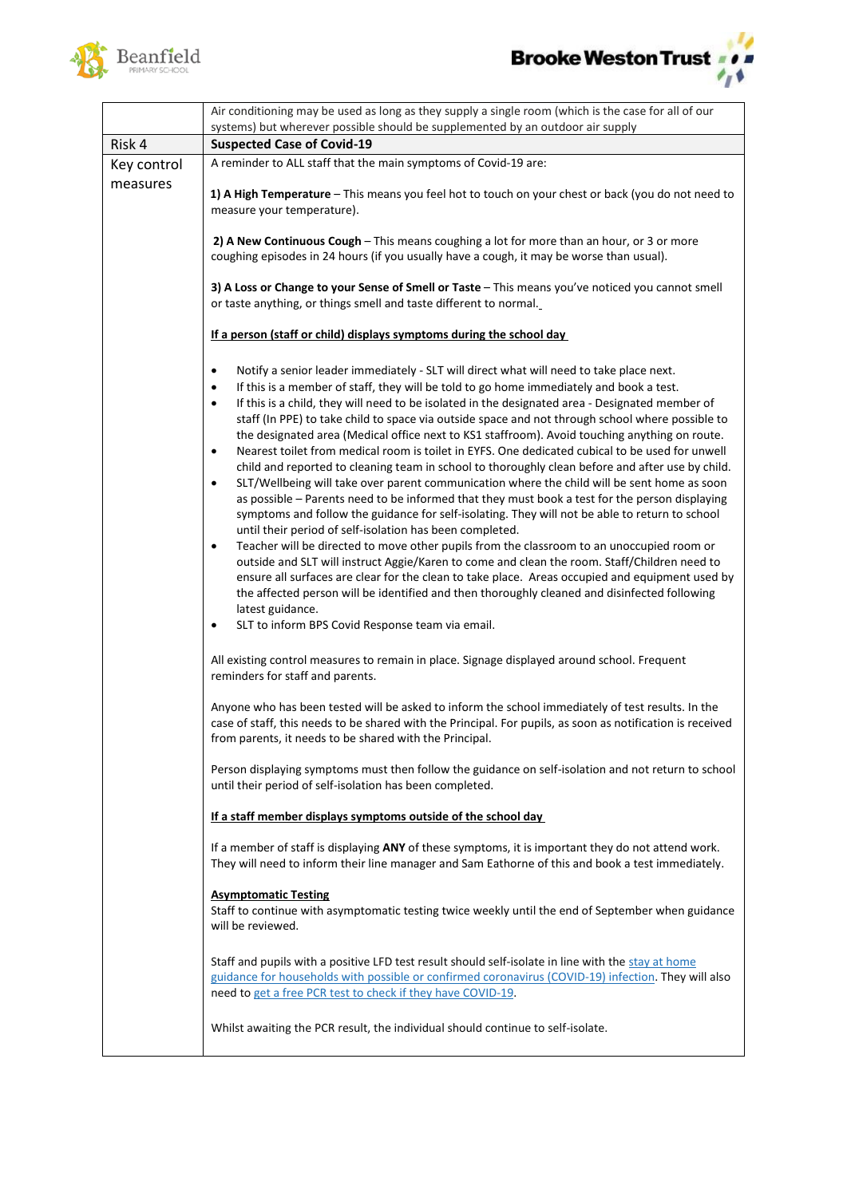| | Air conditioning may be used as long as they supply a single room (which is the case for all of our systems) but wherever possible should be supplemented by an outdoor air supply |
|---|---|
| Risk 4 | **Suspected Case of Covid-19** |
| Key control measures | A reminder to ALL staff that the main symptoms of Covid-19 are:<br><br>**1) A High Temperature** – This means you feel hot to touch on your chest or back (you do not need to measure your temperature).<br><br>**2) A New Continuous Cough** – This means coughing a lot for more than an hour, or 3 or more coughing episodes in 24 hours (if you usually have a cough, it may be worse than usual).<br><br>**3) A Loss or Change to your Sense of Smell or Taste** – This means you've noticed you cannot smell or taste anything, or things smell and taste different to normal.<br><br>**<u>If a person (staff or child) displays symptoms during the school day</u>**<br><br>• Notify a senior leader immediately - SLT will direct what will need to take place next.<br>• If this is a member of staff, they will be told to go home immediately and book a test.<br>• If this is a child, they will need to be isolated in the designated area - Designated member of staff (In PPE) to take child to space via outside space and not through school where possible to the designated area (Medical office next to KS1 staffroom). Avoid touching anything on route.<br>• Nearest toilet from medical room is toilet in EYFS. One dedicated cubical to be used for unwell child and reported to cleaning team in school to thoroughly clean before and after use by child.<br>• SLT/Wellbeing will take over parent communication where the child will be sent home as soon as possible – Parents need to be informed that they must book a test for the person displaying symptoms and follow the guidance for self-isolating. They will not be able to return to school until their period of self-isolation has been completed.<br>• Teacher will be directed to move other pupils from the classroom to an unoccupied room or outside and SLT will instruct Aggie/Karen to come and clean the room. Staff/Children need to ensure all surfaces are clear for the clean to take place. Areas occupied and equipment used by the affected person will be identified and then thoroughly cleaned and disinfected following latest guidance.<br>• SLT to inform BPS Covid Response team via email.<br><br>All existing control measures to remain in place. Signage displayed around school. Frequent reminders for staff and parents.<br><br>Anyone who has been tested will be asked to inform the school immediately of test results. In the case of staff, this needs to be shared with the Principal. For pupils, as soon as notification is received from parents, it needs to be shared with the Principal.<br><br>Person displaying symptoms must then follow the guidance on self-isolation and not return to school until their period of self-isolation has been completed.<br><br>**<u>If a staff member displays symptoms outside of the school day</u>**<br><br>If a member of staff is displaying **ANY** of these symptoms, it is important they do not attend work. They will need to inform their line manager and Sam Eathorne of this and book a test immediately.<br><br>**<u>Asymptomatic Testing</u>**<br>Staff to continue with asymptomatic testing twice weekly until the end of September when guidance will be reviewed.<br><br>Staff and pupils with a positive LFD test result should self-isolate in line with the stay at home guidance for households with possible or confirmed coronavirus (COVID-19) infection. They will also need to get a free PCR test to check if they have COVID-19.<br><br>Whilst awaiting the PCR result, the individual should continue to self-isolate. |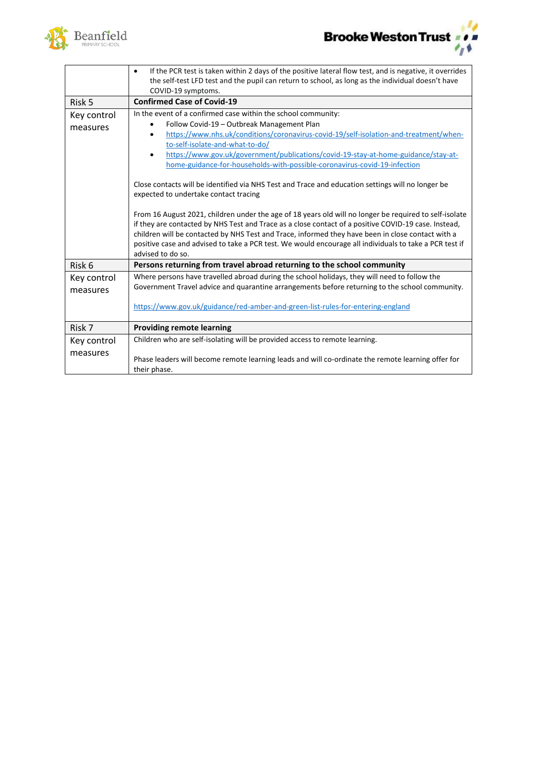| | |
|---|---|
| | • If the PCR test is taken within 2 days of the positive lateral flow test, and is negative, it overrides the self-test LFD test and the pupil can return to school, as long as the individual doesn't have COVID-19 symptoms. |
| Risk 5 | **Confirmed Case of Covid-19** |
| Key control measures | In the event of a confirmed case within the school community:<br>• Follow Covid-19 – Outbreak Management Plan<br>• https://www.nhs.uk/conditions/coronavirus-covid-19/self-isolation-and-treatment/when-to-self-isolate-and-what-to-do/<br>• https://www.gov.uk/government/publications/covid-19-stay-at-home-guidance/stay-at-home-guidance-for-households-with-possible-coronavirus-covid-19-infection<br><br>Close contacts will be identified via NHS Test and Trace and education settings will no longer be expected to undertake contact tracing<br><br>From 16 August 2021, children under the age of 18 years old will no longer be required to self-isolate if they are contacted by NHS Test and Trace as a close contact of a positive COVID-19 case. Instead, children will be contacted by NHS Test and Trace, informed they have been in close contact with a positive case and advised to take a PCR test. We would encourage all individuals to take a PCR test if advised to do so. |
| Risk 6 | **Persons returning from travel abroad returning to the school community** |
| Key control measures | Where persons have travelled abroad during the school holidays, they will need to follow the Government Travel advice and quarantine arrangements before returning to the school community.<br><br>https://www.gov.uk/guidance/red-amber-and-green-list-rules-for-entering-england |
| Risk 7 | **Providing remote learning** |
| Key control measures | Children who are self-isolating will be provided access to remote learning.<br><br>Phase leaders will become remote learning leads and will co-ordinate the remote learning offer for their phase. |